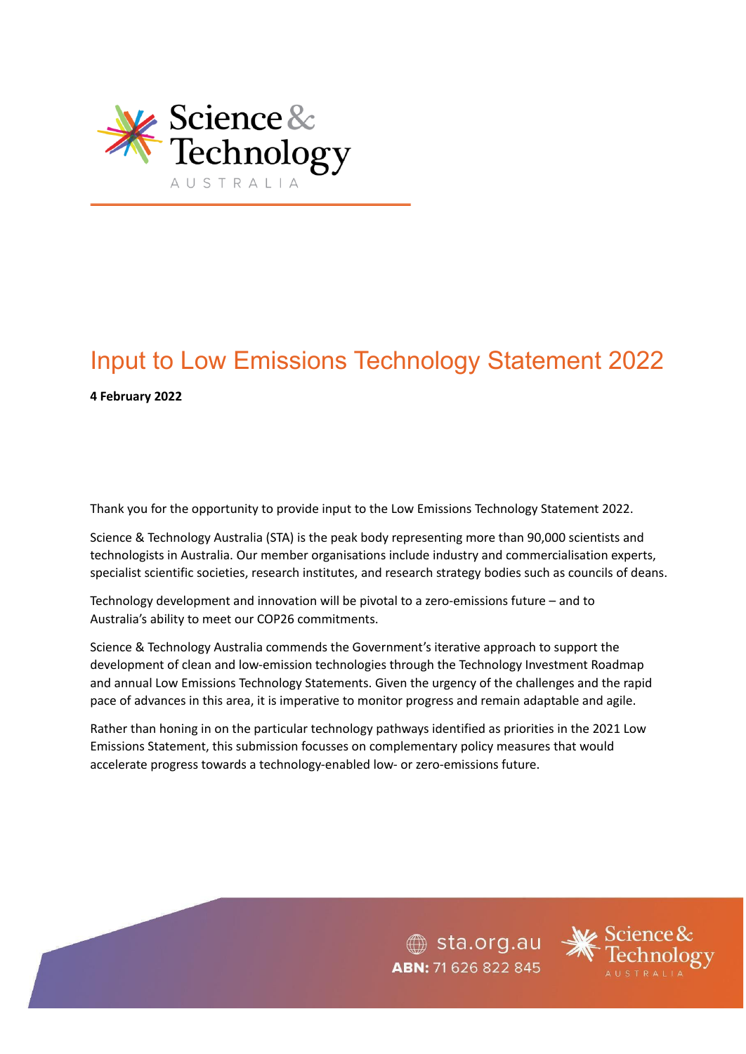# Input to Low Emissions Technology Statement 2022

**4 February 2022**

Thank you for the opportunity to provide input to the Low Emissions Technology Statement 2022.

Science & Technology Australia (STA) is the peak body representing more than 90,000 scientists and technologists in Australia. Our member organisations include industry and commercialisation experts, specialist scientific societies, research institutes, and research strategy bodies such as councils of deans.

Technology development and innovation will be pivotal to a zero-emissions future – and to Australia's ability to meet our COP26 commitments.

Science & Technology Australia commends the Government's iterative approach to support the development of clean and low-emission technologies through the Technology Investment Roadmap and annual Low Emissions Technology Statements. Given the urgency of the challenges and the rapid pace of advances in this area, it is imperative to monitor progress and remain adaptable and agile.

Rather than honing in on the particular technology pathways identified as priorities in the 2021 Low Emissions Statement, this submission focusses on complementary policy measures that would accelerate progress towards a technology-enabled low- or zero-emissions future.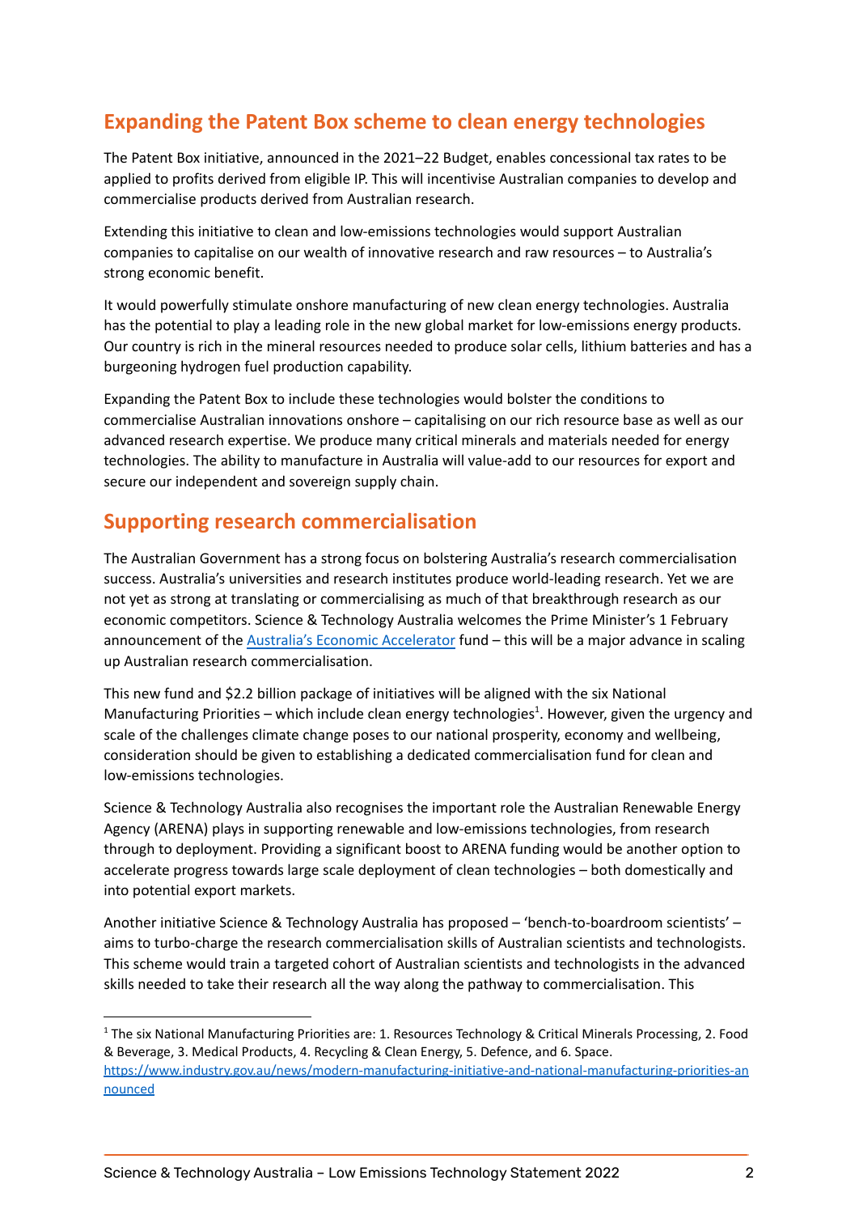## Expanding the Patent Box scheme to clean energy technologies

The Patent Box initiative, announced in the 2021–22 Budget, enables concessional tax rates to be applied to profits derived from eligible IP. This will incentivise Australian companies to develop and commercialise products derived from Australian research.

Extending this initiative to clean and low-emissions technologies would support Australian companies to capitalise on our wealth of innovative research and raw resources – to Australia's strong economic benefit.

It would powerfully stimulate onshore manufacturing of new clean energy technologies. Australia has the potential to play a leading role in the new global market for low-emissions energy products. Our country is rich in the mineral resources needed to produce solar cells, lithium batteries and has a burgeoning hydrogen fuel production capability.

Expanding the Patent Box to include these technologies would bolster the conditions to commercialise Australian innovations onshore – capitalising on our rich resource base as well as our advanced research expertise. We produce many critical minerals and materials needed for energy technologies. The ability to manufacture in Australia will value-add to our resources for export and secure our independent and sovereign supply chain.

## Supporting research commercialisation

The Australian Government has a strong focus on bolstering Australia's research commercialisation success. Australia's universities and research institutes produce world-leading research. Yet we are not yet as strong at translating or commercialising as much of that breakthrough research as our economic competitors. Science & Technology Australia welcomes the Prime Minister's 1 February announcement of the Australia's Economic Accelerator fund – this will be a major advance in scaling up Australian research commercialisation.

This new fund and $2.2 billion package of initiatives will be aligned with the six National Manufacturing Priorities – which include clean energy technologies[1]. However, given the urgency and scale of the challenges climate change poses to our national prosperity, economy and wellbeing, consideration should be given to establishing a dedicated commercialisation fund for clean and low-emissions technologies.

Science & Technology Australia also recognises the important role the Australian Renewable Energy Agency (ARENA) plays in supporting renewable and low-emissions technologies, from research through to deployment. Providing a significant boost to ARENA funding would be another option to accelerate progress towards large scale deployment of clean technologies – both domestically and into potential export markets.

Another initiative Science & Technology Australia has proposed – 'bench-to-boardroom scientists' – aims to turbo-charge the research commercialisation skills of Australian scientists and technologists. This scheme would train a targeted cohort of Australian scientists and technologists in the advanced skills needed to take their research all the way along the pathway to commercialisation. This

---

[1] The six National Manufacturing Priorities are: 1. Resources Technology & Critical Minerals Processing, 2. Food & Beverage, 3. Medical Products, 4. Recycling & Clean Energy, 5. Defence, and 6. Space. https://www.industry.gov.au/news/modern-manufacturing-initiative-and-national-manufacturing-priorities-announced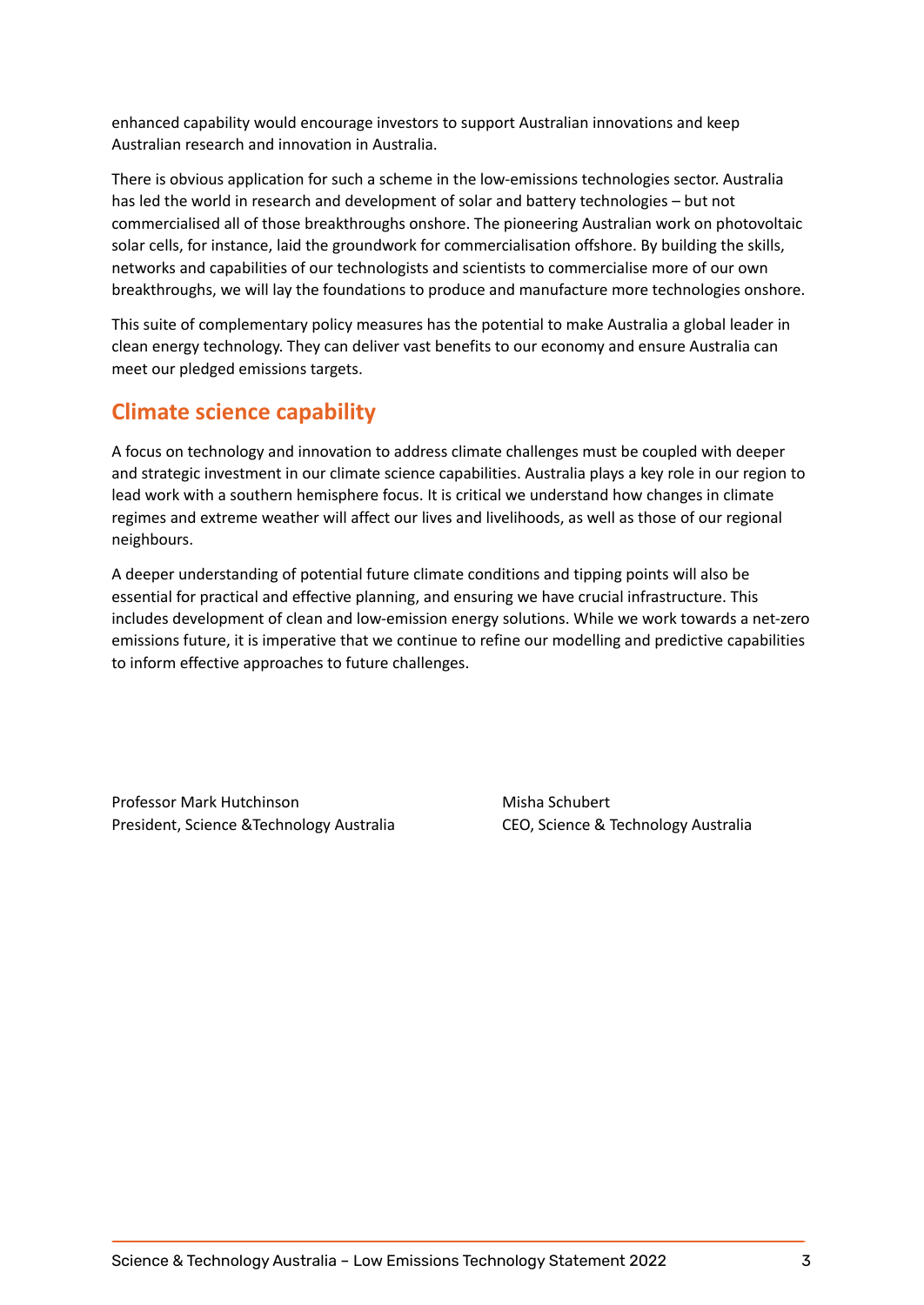enhanced capability would encourage investors to support Australian innovations and keep Australian research and innovation in Australia.

There is obvious application for such a scheme in the low-emissions technologies sector. Australia has led the world in research and development of solar and battery technologies – but not commercialised all of those breakthroughs onshore. The pioneering Australian work on photovoltaic solar cells, for instance, laid the groundwork for commercialisation offshore. By building the skills, networks and capabilities of our technologists and scientists to commercialise more of our own breakthroughs, we will lay the foundations to produce and manufacture more technologies onshore.

This suite of complementary policy measures has the potential to make Australia a global leader in clean energy technology. They can deliver vast benefits to our economy and ensure Australia can meet our pledged emissions targets.

## Climate science capability

A focus on technology and innovation to address climate challenges must be coupled with deeper and strategic investment in our climate science capabilities. Australia plays a key role in our region to lead work with a southern hemisphere focus. It is critical we understand how changes in climate regimes and extreme weather will affect our lives and livelihoods, as well as those of our regional neighbours.

A deeper understanding of potential future climate conditions and tipping points will also be essential for practical and effective planning, and ensuring we have crucial infrastructure. This includes development of clean and low-emission energy solutions. While we work towards a net-zero emissions future, it is imperative that we continue to refine our modelling and predictive capabilities to inform effective approaches to future challenges.

Professor Mark Hutchinson
President, Science &Technology Australia

Misha Schubert
CEO, Science & Technology Australia